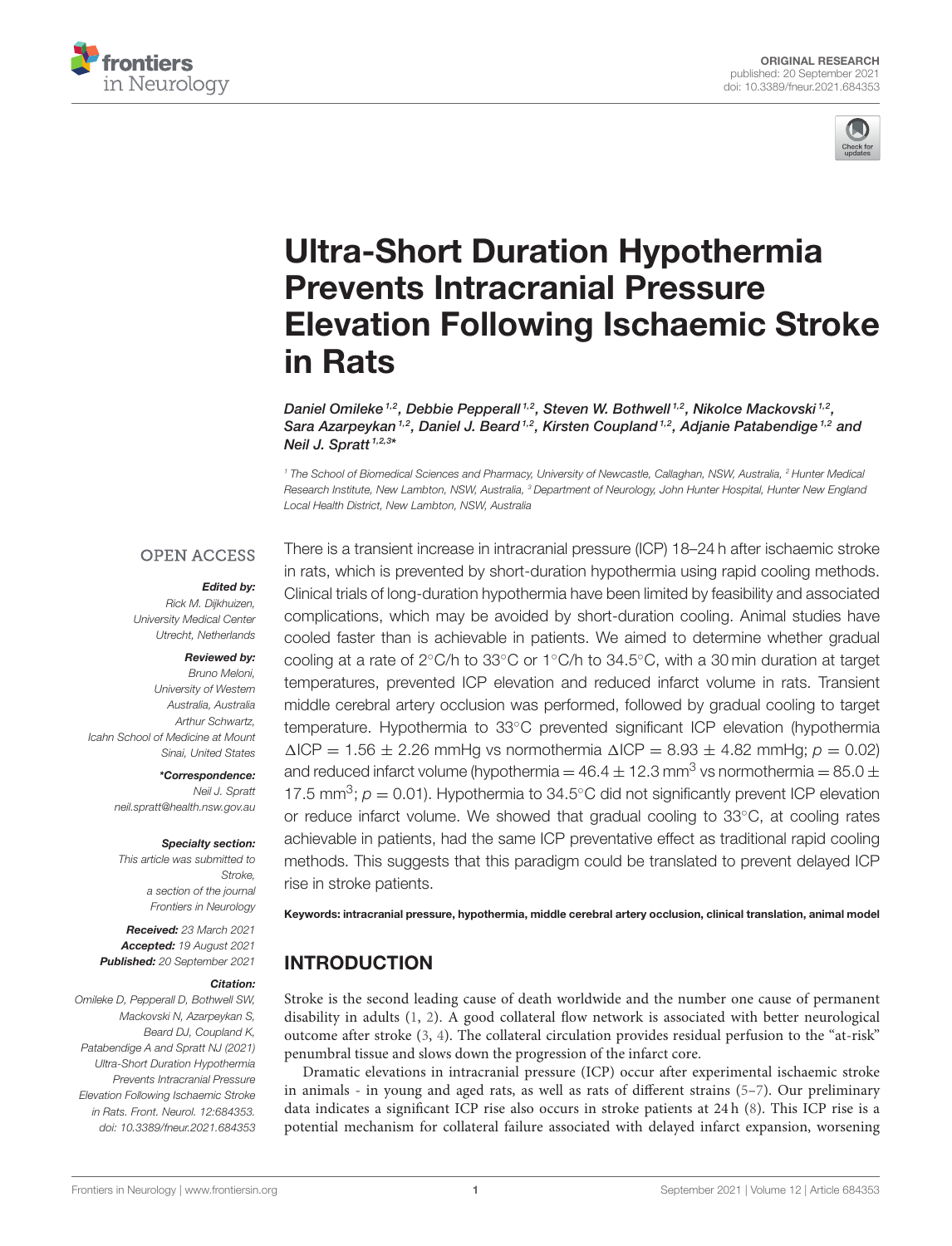ORIGINAL RESEARCH
published: 20 September 2021
doi: 10.3389/fneur.2021.684353

# Ultra-Short Duration Hypothermia Prevents Intracranial Pressure Elevation Following Ischaemic Stroke in Rats

*Daniel Omileke[1,2], Debbie Pepperall[1,2], Steven W. Bothwell[1,2], Nikolce Mackovski[1,2], Sara Azarpeykan[1,2], Daniel J. Beard[1,2], Kirsten Coupland[1,2], Adjanie Patabendige[1,2] and Neil J. Spratt[1,2,3]\**

[1] The School of Biomedical Sciences and Pharmacy, University of Newcastle, Callaghan, NSW, Australia, [2] Hunter Medical Research Institute, New Lambton, NSW, Australia, [3] Department of Neurology, John Hunter Hospital, Hunter New England Local Health District, New Lambton, NSW, Australia

OPEN ACCESS

***Edited by:***
Rick M. Dijkhuizen,
University Medical Center Utrecht, Netherlands

***Reviewed by:***
Bruno Meloni,
University of Western Australia, Australia
Arthur Schwartz,
Icahn School of Medicine at Mount Sinai, United States

***\*Correspondence:***
Neil J. Spratt
neil.spratt@health.nsw.gov.au

***Specialty section:***
This article was submitted to Stroke, a section of the journal Frontiers in Neurology

***Received:*** 23 March 2021
***Accepted:*** 19 August 2021
***Published:*** 20 September 2021

***Citation:***
Omileke D, Pepperall D, Bothwell SW, Mackovski N, Azarpeykan S, Beard DJ, Coupland K, Patabendige A and Spratt NJ (2021) Ultra-Short Duration Hypothermia Prevents Intracranial Pressure Elevation Following Ischaemic Stroke in Rats. Front. Neurol. 12:684353. doi: 10.3389/fneur.2021.684353

There is a transient increase in intracranial pressure (ICP) 18–24 h after ischaemic stroke in rats, which is prevented by short-duration hypothermia using rapid cooling methods. Clinical trials of long-duration hypothermia have been limited by feasibility and associated complications, which may be avoided by short-duration cooling. Animal studies have cooled faster than is achievable in patients. We aimed to determine whether gradual cooling at a rate of 2°C/h to 33°C or 1°C/h to 34.5°C, with a 30 min duration at target temperatures, prevented ICP elevation and reduced infarct volume in rats. Transient middle cerebral artery occlusion was performed, followed by gradual cooling to target temperature. Hypothermia to 33°C prevented significant ICP elevation (hypothermia $\Delta$ICP = 1.56 ± 2.26 mmHg vs normothermia $\Delta$ICP = 8.93 ± 4.82 mmHg; $p = 0.02$) and reduced infarct volume (hypothermia = 46.4 ± 12.3 mm$^3$ vs normothermia = 85.0 ± 17.5 mm$^3$; $p = 0.01$). Hypothermia to 34.5°C did not significantly prevent ICP elevation or reduce infarct volume. We showed that gradual cooling to 33°C, at cooling rates achievable in patients, had the same ICP preventative effect as traditional rapid cooling methods. This suggests that this paradigm could be translated to prevent delayed ICP rise in stroke patients.

**Keywords: intracranial pressure, hypothermia, middle cerebral artery occlusion, clinical translation, animal model**

## INTRODUCTION

Stroke is the second leading cause of death worldwide and the number one cause of permanent disability in adults (1, 2). A good collateral flow network is associated with better neurological outcome after stroke (3, 4). The collateral circulation provides residual perfusion to the "at-risk" penumbral tissue and slows down the progression of the infarct core.

Dramatic elevations in intracranial pressure (ICP) occur after experimental ischaemic stroke in animals - in young and aged rats, as well as rats of different strains (5–7). Our preliminary data indicates a significant ICP rise also occurs in stroke patients at 24 h (8). This ICP rise is a potential mechanism for collateral failure associated with delayed infarct expansion, worsening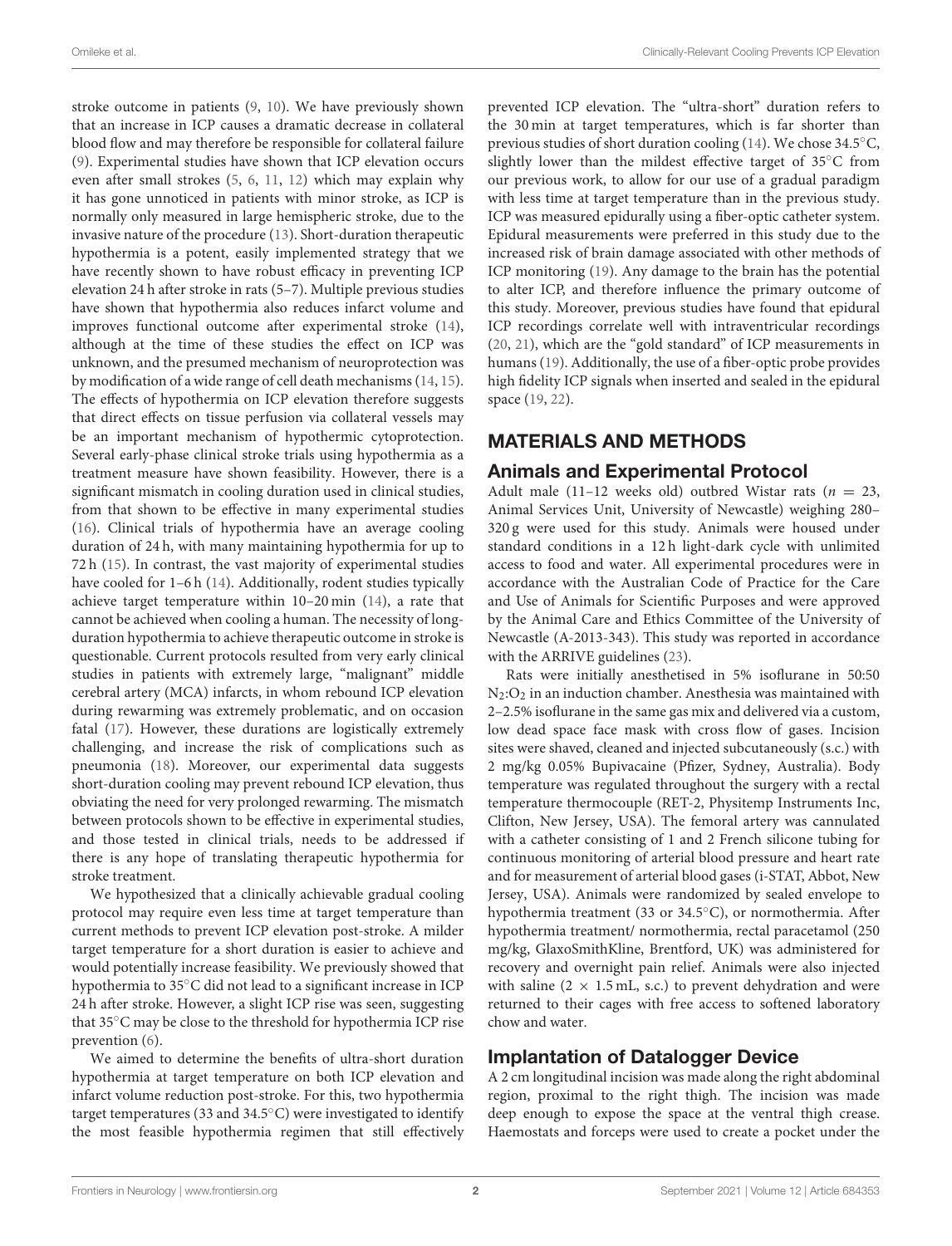stroke outcome in patients (9, 10). We have previously shown that an increase in ICP causes a dramatic decrease in collateral blood flow and may therefore be responsible for collateral failure (9). Experimental studies have shown that ICP elevation occurs even after small strokes (5, 6, 11, 12) which may explain why it has gone unnoticed in patients with minor stroke, as ICP is normally only measured in large hemispheric stroke, due to the invasive nature of the procedure (13). Short-duration therapeutic hypothermia is a potent, easily implemented strategy that we have recently shown to have robust efficacy in preventing ICP elevation 24 h after stroke in rats (5–7). Multiple previous studies have shown that hypothermia also reduces infarct volume and improves functional outcome after experimental stroke (14), although at the time of these studies the effect on ICP was unknown, and the presumed mechanism of neuroprotection was by modification of a wide range of cell death mechanisms (14, 15). The effects of hypothermia on ICP elevation therefore suggests that direct effects on tissue perfusion via collateral vessels may be an important mechanism of hypothermic cytoprotection. Several early-phase clinical stroke trials using hypothermia as a treatment measure have shown feasibility. However, there is a significant mismatch in cooling duration used in clinical studies, from that shown to be effective in many experimental studies (16). Clinical trials of hypothermia have an average cooling duration of 24 h, with many maintaining hypothermia for up to 72 h (15). In contrast, the vast majority of experimental studies have cooled for 1–6 h (14). Additionally, rodent studies typically achieve target temperature within 10–20 min (14), a rate that cannot be achieved when cooling a human. The necessity of long-duration hypothermia to achieve therapeutic outcome in stroke is questionable. Current protocols resulted from very early clinical studies in patients with extremely large, "malignant" middle cerebral artery (MCA) infarcts, in whom rebound ICP elevation during rewarming was extremely problematic, and on occasion fatal (17). However, these durations are logistically extremely challenging, and increase the risk of complications such as pneumonia (18). Moreover, our experimental data suggests short-duration cooling may prevent rebound ICP elevation, thus obviating the need for very prolonged rewarming. The mismatch between protocols shown to be effective in experimental studies, and those tested in clinical trials, needs to be addressed if there is any hope of translating therapeutic hypothermia for stroke treatment.

We hypothesized that a clinically achievable gradual cooling protocol may require even less time at target temperature than current methods to prevent ICP elevation post-stroke. A milder target temperature for a short duration is easier to achieve and would potentially increase feasibility. We previously showed that hypothermia to 35°C did not lead to a significant increase in ICP 24 h after stroke. However, a slight ICP rise was seen, suggesting that 35°C may be close to the threshold for hypothermia ICP rise prevention (6).

We aimed to determine the benefits of ultra-short duration hypothermia at target temperature on both ICP elevation and infarct volume reduction post-stroke. For this, two hypothermia target temperatures (33 and 34.5°C) were investigated to identify the most feasible hypothermia regimen that still effectively prevented ICP elevation. The "ultra-short" duration refers to the 30 min at target temperatures, which is far shorter than previous studies of short duration cooling (14). We chose 34.5°C, slightly lower than the mildest effective target of 35°C from our previous work, to allow for our use of a gradual paradigm with less time at target temperature than in the previous study. ICP was measured epidurally using a fiber-optic catheter system. Epidural measurements were preferred in this study due to the increased risk of brain damage associated with other methods of ICP monitoring (19). Any damage to the brain has the potential to alter ICP, and therefore influence the primary outcome of this study. Moreover, previous studies have found that epidural ICP recordings correlate well with intraventricular recordings (20, 21), which are the "gold standard" of ICP measurements in humans (19). Additionally, the use of a fiber-optic probe provides high fidelity ICP signals when inserted and sealed in the epidural space (19, 22).

## MATERIALS AND METHODS

### Animals and Experimental Protocol

Adult male (11–12 weeks old) outbred Wistar rats ($n = 23$, Animal Services Unit, University of Newcastle) weighing 280–320 g were used for this study. Animals were housed under standard conditions in a 12 h light-dark cycle with unlimited access to food and water. All experimental procedures were in accordance with the Australian Code of Practice for the Care and Use of Animals for Scientific Purposes and were approved by the Animal Care and Ethics Committee of the University of Newcastle (A-2013-343). This study was reported in accordance with the ARRIVE guidelines (23).

Rats were initially anesthetised in 5% isoflurane in 50:50 $N_2$:$O_2$ in an induction chamber. Anesthesia was maintained with 2–2.5% isoflurane in the same gas mix and delivered via a custom, low dead space face mask with cross flow of gases. Incision sites were shaved, cleaned and injected subcutaneously (s.c.) with 2 mg/kg 0.05% Bupivacaine (Pfizer, Sydney, Australia). Body temperature was regulated throughout the surgery with a rectal temperature thermocouple (RET-2, Physitemp Instruments Inc, Clifton, New Jersey, USA). The femoral artery was cannulated with a catheter consisting of 1 and 2 French silicone tubing for continuous monitoring of arterial blood pressure and heart rate and for measurement of arterial blood gases (i-STAT, Abbot, New Jersey, USA). Animals were randomized by sealed envelope to hypothermia treatment (33 or 34.5°C), or normothermia. After hypothermia treatment/ normothermia, rectal paracetamol (250 mg/kg, GlaxoSmithKline, Brentford, UK) was administered for recovery and overnight pain relief. Animals were also injected with saline (2 × 1.5 mL, s.c.) to prevent dehydration and were returned to their cages with free access to softened laboratory chow and water.

### Implantation of Datalogger Device

A 2 cm longitudinal incision was made along the right abdominal region, proximal to the right thigh. The incision was made deep enough to expose the space at the ventral thigh crease. Haemostats and forceps were used to create a pocket under the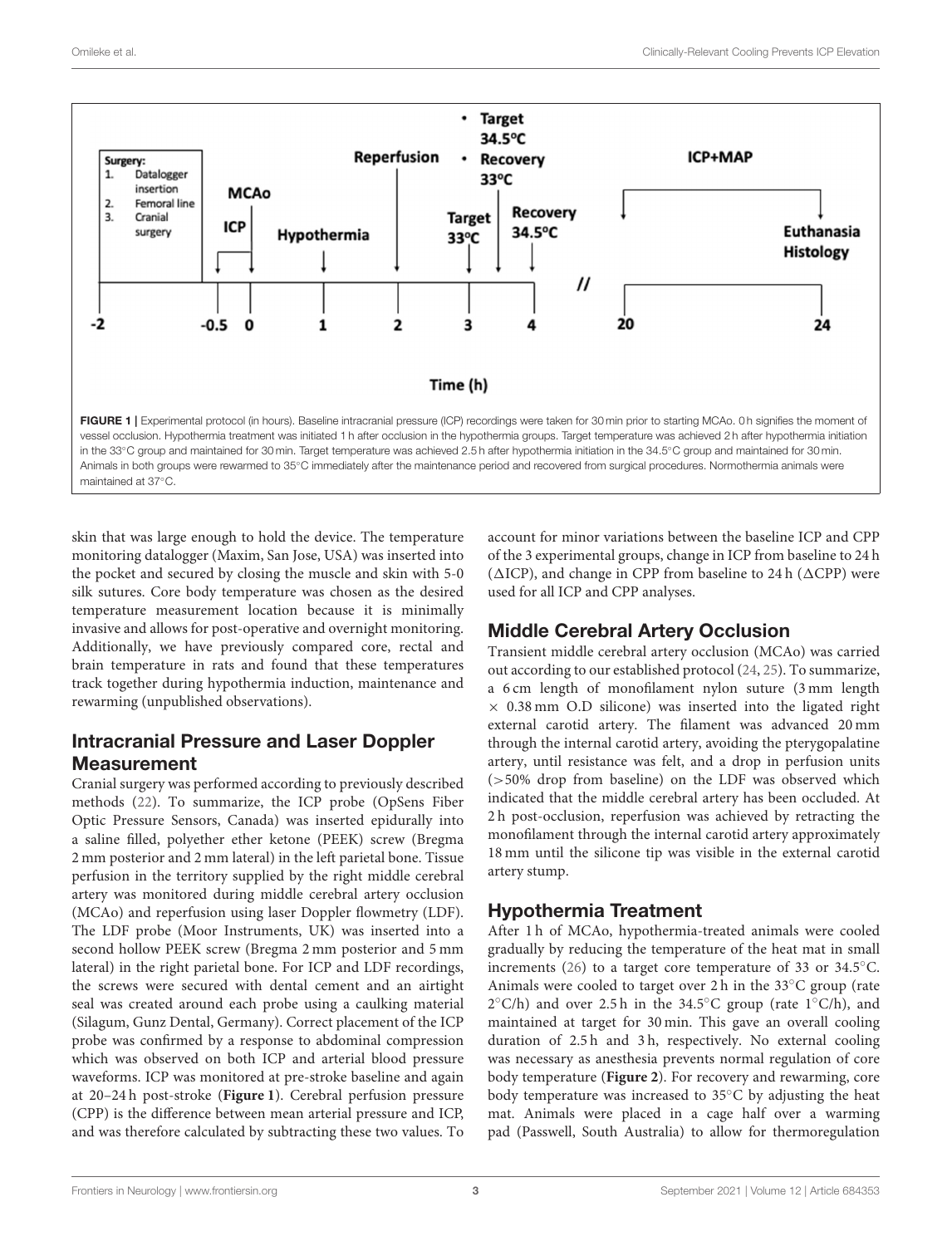FIGURE 1 | Experimental protocol (in hours). Baseline intracranial pressure (ICP) recordings were taken for 30 min prior to starting MCAo. 0 h signifies the moment of vessel occlusion. Hypothermia treatment was initiated 1 h after occlusion in the hypothermia groups. Target temperature was achieved 2 h after hypothermia initiation in the 33°C group and maintained for 30 min. Target temperature was achieved 2.5 h after hypothermia initiation in the 34.5°C group and maintained for 30 min. Animals in both groups were rewarmed to 35°C immediately after the maintenance period and recovered from surgical procedures. Normothermia animals were maintained at 37°C.

skin that was large enough to hold the device. The temperature monitoring datalogger (Maxim, San Jose, USA) was inserted into the pocket and secured by closing the muscle and skin with 5-0 silk sutures. Core body temperature was chosen as the desired temperature measurement location because it is minimally invasive and allows for post-operative and overnight monitoring. Additionally, we have previously compared core, rectal and brain temperature in rats and found that these temperatures track together during hypothermia induction, maintenance and rewarming (unpublished observations).

## Intracranial Pressure and Laser Doppler Measurement

Cranial surgery was performed according to previously described methods (22). To summarize, the ICP probe (OpSens Fiber Optic Pressure Sensors, Canada) was inserted epidurally into a saline filled, polyether ether ketone (PEEK) screw (Bregma 2 mm posterior and 2 mm lateral) in the left parietal bone. Tissue perfusion in the territory supplied by the right middle cerebral artery was monitored during middle cerebral artery occlusion (MCAo) and reperfusion using laser Doppler flowmetry (LDF). The LDF probe (Moor Instruments, UK) was inserted into a second hollow PEEK screw (Bregma 2 mm posterior and 5 mm lateral) in the right parietal bone. For ICP and LDF recordings, the screws were secured with dental cement and an airtight seal was created around each probe using a caulking material (Silagum, Gunz Dental, Germany). Correct placement of the ICP probe was confirmed by a response to abdominal compression which was observed on both ICP and arterial blood pressure waveforms. ICP was monitored at pre-stroke baseline and again at 20–24 h post-stroke (**Figure 1**). Cerebral perfusion pressure (CPP) is the difference between mean arterial pressure and ICP, and was therefore calculated by subtracting these two values. To account for minor variations between the baseline ICP and CPP of the 3 experimental groups, change in ICP from baseline to 24 h (ΔICP), and change in CPP from baseline to 24 h (ΔCPP) were used for all ICP and CPP analyses.

## Middle Cerebral Artery Occlusion

Transient middle cerebral artery occlusion (MCAo) was carried out according to our established protocol (24, 25). To summarize, a 6 cm length of monofilament nylon suture (3 mm length × 0.38 mm O.D silicone) was inserted into the ligated right external carotid artery. The filament was advanced 20 mm through the internal carotid artery, avoiding the pterygopalatine artery, until resistance was felt, and a drop in perfusion units (>50% drop from baseline) on the LDF was observed which indicated that the middle cerebral artery has been occluded. At 2 h post-occlusion, reperfusion was achieved by retracting the monofilament through the internal carotid artery approximately 18 mm until the silicone tip was visible in the external carotid artery stump.

## Hypothermia Treatment

After 1 h of MCAo, hypothermia-treated animals were cooled gradually by reducing the temperature of the heat mat in small increments (26) to a target core temperature of 33 or 34.5°C. Animals were cooled to target over 2 h in the 33°C group (rate 2°C/h) and over 2.5 h in the 34.5°C group (rate 1°C/h), and maintained at target for 30 min. This gave an overall cooling duration of 2.5 h and 3 h, respectively. No external cooling was necessary as anesthesia prevents normal regulation of core body temperature (**Figure 2**). For recovery and rewarming, core body temperature was increased to 35°C by adjusting the heat mat. Animals were placed in a cage half over a warming pad (Passwell, South Australia) to allow for thermoregulation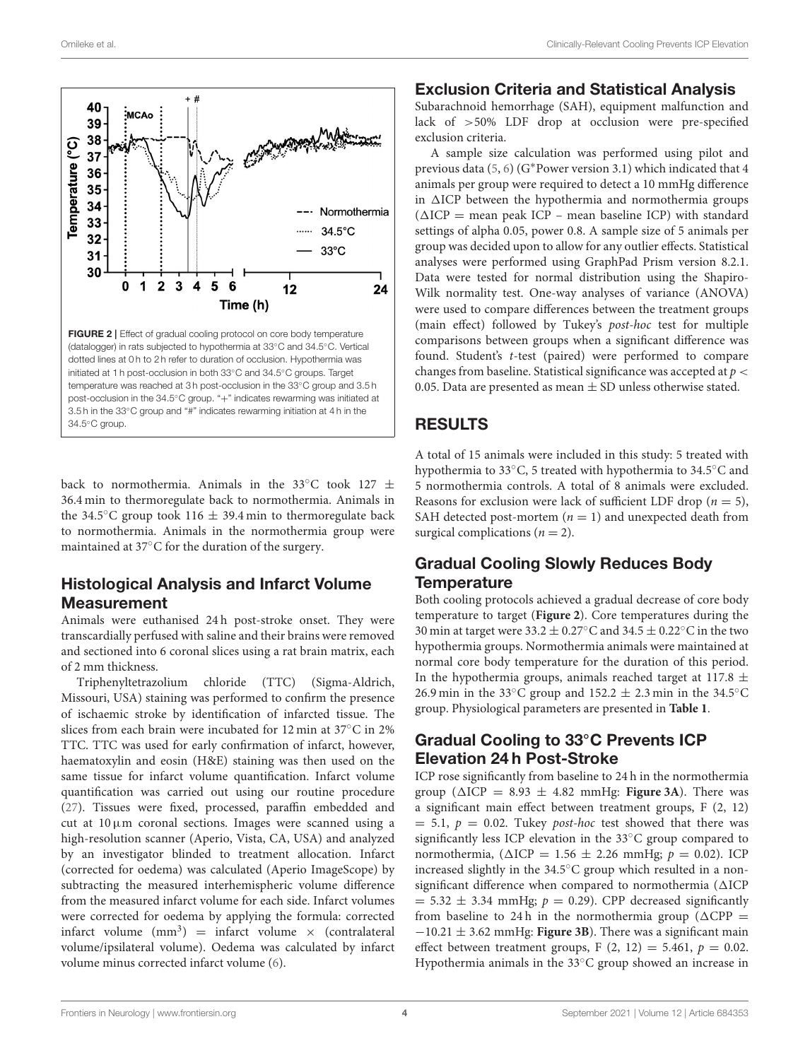FIGURE 2 | Effect of gradual cooling protocol on core body temperature (datalogger) in rats subjected to hypothermia at 33°C and 34.5°C. Vertical dotted lines at 0 h to 2 h refer to duration of occlusion. Hypothermia was initiated at 1 h post-occlusion in both 33°C and 34.5°C groups. Target temperature was reached at 3 h post-occlusion in the 33°C group and 3.5 h post-occlusion in the 34.5°C group. "+" indicates rewarming was initiated at 3.5 h in the 33°C group and "#" indicates rewarming initiation at 4 h in the 34.5°C group.

back to normothermia. Animals in the 33°C took 127 ± 36.4 min to thermoregulate back to normothermia. Animals in the 34.5°C group took 116 ± 39.4 min to thermoregulate back to normothermia. Animals in the normothermia group were maintained at 37°C for the duration of the surgery.

## Histological Analysis and Infarct Volume Measurement

Animals were euthanised 24 h post-stroke onset. They were transcardially perfused with saline and their brains were removed and sectioned into 6 coronal slices using a rat brain matrix, each of 2 mm thickness.

Triphenyltetrazolium chloride (TTC) (Sigma-Aldrich, Missouri, USA) staining was performed to confirm the presence of ischaemic stroke by identification of infarcted tissue. The slices from each brain were incubated for 12 min at 37°C in 2% TTC. TTC was used for early confirmation of infarct, however, haematoxylin and eosin (H&E) staining was then used on the same tissue for infarct volume quantification. Infarct volume quantification was carried out using our routine procedure (27). Tissues were fixed, processed, paraffin embedded and cut at 10 µm coronal sections. Images were scanned using a high-resolution scanner (Aperio, Vista, CA, USA) and analyzed by an investigator blinded to treatment allocation. Infarct (corrected for oedema) was calculated (Aperio ImageScope) by subtracting the measured interhemispheric volume difference from the measured infarct volume for each side. Infarct volumes were corrected for oedema by applying the formula: corrected infarct volume ($mm^3$) = infarct volume × (contralateral volume/ipsilateral volume). Oedema was calculated by infarct volume minus corrected infarct volume (6).

## Exclusion Criteria and Statistical Analysis

Subarachnoid hemorrhage (SAH), equipment malfunction and lack of >50% LDF drop at occlusion were pre-specified exclusion criteria.

A sample size calculation was performed using pilot and previous data (5, 6) (G*Power version 3.1) which indicated that 4 animals per group were required to detect a 10 mmHg difference in ΔICP between the hypothermia and normothermia groups (ΔICP = mean peak ICP – mean baseline ICP) with standard settings of alpha 0.05, power 0.8. A sample size of 5 animals per group was decided upon to allow for any outlier effects. Statistical analyses were performed using GraphPad Prism version 8.2.1. Data were tested for normal distribution using the Shapiro-Wilk normality test. One-way analyses of variance (ANOVA) were used to compare differences between the treatment groups (main effect) followed by Tukey's *post-hoc* test for multiple comparisons between groups when a significant difference was found. Student's *t*-test (paired) were performed to compare changes from baseline. Statistical significance was accepted at $p < 0.05$. Data are presented as mean ± SD unless otherwise stated.

# RESULTS

A total of 15 animals were included in this study: 5 treated with hypothermia to 33°C, 5 treated with hypothermia to 34.5°C and 5 normothermia controls. A total of 8 animals were excluded. Reasons for exclusion were lack of sufficient LDF drop ($n = 5$), SAH detected post-mortem ($n = 1$) and unexpected death from surgical complications ($n = 2$).

## Gradual Cooling Slowly Reduces Body Temperature

Both cooling protocols achieved a gradual decrease of core body temperature to target (**Figure 2**). Core temperatures during the 30 min at target were 33.2 ± 0.27°C and 34.5 ± 0.22°C in the two hypothermia groups. Normothermia animals were maintained at normal core body temperature for the duration of this period. In the hypothermia groups, animals reached target at 117.8 ± 26.9 min in the 33°C group and 152.2 ± 2.3 min in the 34.5°C group. Physiological parameters are presented in **Table 1**.

## Gradual Cooling to 33°C Prevents ICP Elevation 24 h Post-Stroke

ICP rose significantly from baseline to 24 h in the normothermia group (ΔICP = 8.93 ± 4.82 mmHg: **Figure 3A**). There was a significant main effect between treatment groups, $F_{(2, 12)} = 5.1$, $p = 0.02$. Tukey *post-hoc* test showed that there was significantly less ICP elevation in the 33°C group compared to normothermia, (ΔICP = 1.56 ± 2.26 mmHg; $p = 0.02$). ICP increased slightly in the 34.5°C group which resulted in a non-significant difference when compared to normothermia (ΔICP = 5.32 ± 3.34 mmHg; $p = 0.29$). CPP decreased significantly from baseline to 24 h in the normothermia group (ΔCPP = −10.21 ± 3.62 mmHg: **Figure 3B**). There was a significant main effect between treatment groups, $F_{(2, 12)} = 5.461$, $p = 0.02$. Hypothermia animals in the 33°C group showed an increase in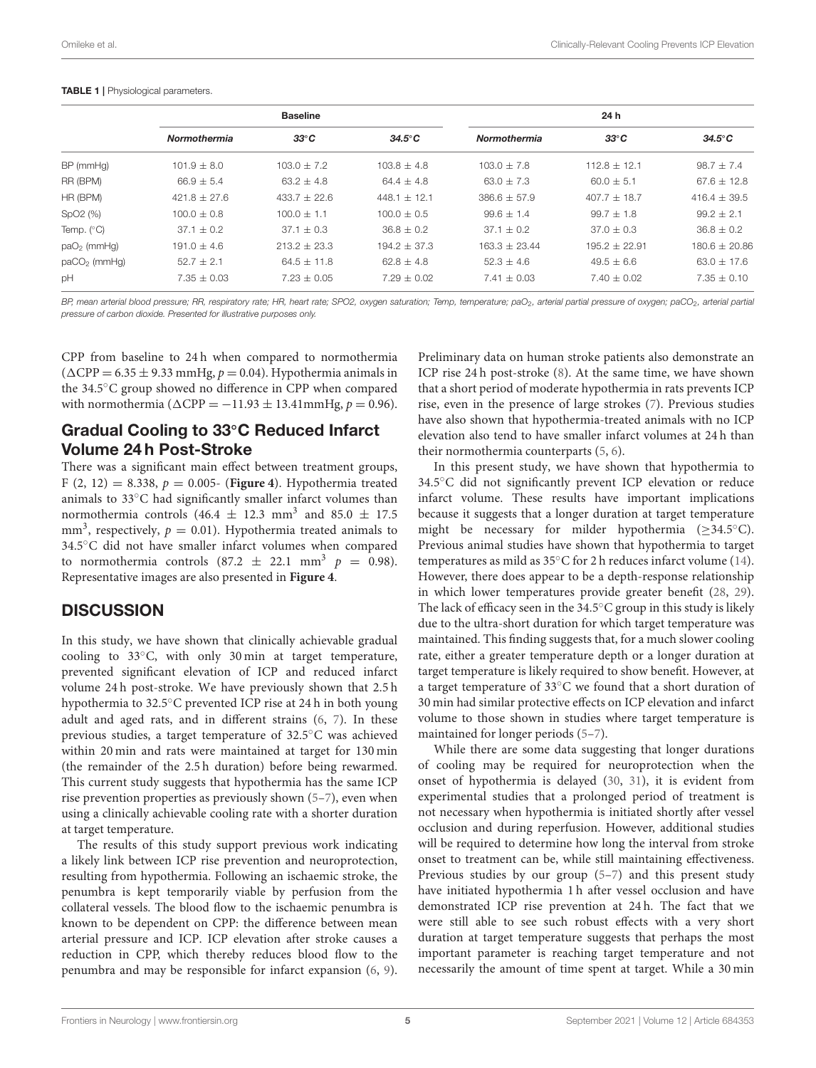**TABLE 1** | Physiological parameters.

| | Baseline | | | 24 h | | |
|---|---|---|---|---|---|---|
| | *Normothermia* | *33°C* | *34.5°C* | *Normothermia* | *33°C* | *34.5°C* |
| BP (mmHg) | 101.9 ± 8.0 | 103.0 ± 7.2 | 103.8 ± 4.8 | 103.0 ± 7.8 | 112.8 ± 12.1 | 98.7 ± 7.4 |
| RR (BPM) | 66.9 ± 5.4 | 63.2 ± 4.8 | 64.4 ± 4.8 | 63.0 ± 7.3 | 60.0 ± 5.1 | 67.6 ± 12.8 |
| HR (BPM) | 421.8 ± 27.6 | 433.7 ± 22.6 | 448.1 ± 12.1 | 386.6 ± 57.9 | 407.7 ± 18.7 | 416.4 ± 39.5 |
| SpO2 (%) | 100.0 ± 0.8 | 100.0 ± 1.1 | 100.0 ± 0.5 | 99.6 ± 1.4 | 99.7 ± 1.8 | 99.2 ± 2.1 |
| Temp. (°C) | 37.1 ± 0.2 | 37.1 ± 0.3 | 36.8 ± 0.2 | 37.1 ± 0.2 | 37.0 ± 0.3 | 36.8 ± 0.2 |
| $paO_2$ (mmHg) | 191.0 ± 4.6 | 213.2 ± 23.3 | 194.2 ± 37.3 | 163.3 ± 23.44 | 195.2 ± 22.91 | 180.6 ± 20.86 |
| $paCO_2$ (mmHg) | 52.7 ± 2.1 | 64.5 ± 11.8 | 62.8 ± 4.8 | 52.3 ± 4.6 | 49.5 ± 6.6 | 63.0 ± 17.6 |
| pH | 7.35 ± 0.03 | 7.23 ± 0.05 | 7.29 ± 0.02 | 7.41 ± 0.03 | 7.40 ± 0.02 | 7.35 ± 0.10 |

*BP, mean arterial blood pressure; RR, respiratory rate; HR, heart rate; SPO2, oxygen saturation; Temp, temperature; $paO_2$, arterial partial pressure of oxygen; $paCO_2$, arterial partial pressure of carbon dioxide. Presented for illustrative purposes only.*

CPP from baseline to 24 h when compared to normothermia ($\Delta$CPP = 6.35 ± 9.33 mmHg, $p = 0.04$). Hypothermia animals in the 34.5°C group showed no difference in CPP when compared with normothermia ($\Delta$CPP = −11.93 ± 13.41mmHg, $p = 0.96$).

## Gradual Cooling to 33°C Reduced Infarct Volume 24 h Post-Stroke

There was a significant main effect between treatment groups, $F(2, 12) = 8.338$, $p = 0.005$- (**Figure 4**). Hypothermia treated animals to 33°C had significantly smaller infarct volumes than normothermia controls (46.4 ± 12.3 $mm^3$ and 85.0 ± 17.5 $mm^3$, respectively, $p = 0.01$). Hypothermia treated animals to 34.5°C did not have smaller infarct volumes when compared to normothermia controls (87.2 ± 22.1 $mm^3$ $p = 0.98$). Representative images are also presented in **Figure 4**.

## DISCUSSION

In this study, we have shown that clinically achievable gradual cooling to 33°C, with only 30 min at target temperature, prevented significant elevation of ICP and reduced infarct volume 24 h post-stroke. We have previously shown that 2.5 h hypothermia to 32.5°C prevented ICP rise at 24 h in both young adult and aged rats, and in different strains (6, 7). In these previous studies, a target temperature of 32.5°C was achieved within 20 min and rats were maintained at target for 130 min (the remainder of the 2.5 h duration) before being rewarmed. This current study suggests that hypothermia has the same ICP rise prevention properties as previously shown (5–7), even when using a clinically achievable cooling rate with a shorter duration at target temperature.

The results of this study support previous work indicating a likely link between ICP rise prevention and neuroprotection, resulting from hypothermia. Following an ischaemic stroke, the penumbra is kept temporarily viable by perfusion from the collateral vessels. The blood flow to the ischaemic penumbra is known to be dependent on CPP: the difference between mean arterial pressure and ICP. ICP elevation after stroke causes a reduction in CPP, which thereby reduces blood flow to the penumbra and may be responsible for infarct expansion (6, 9). Preliminary data on human stroke patients also demonstrate an ICP rise 24 h post-stroke (8). At the same time, we have shown that a short period of moderate hypothermia in rats prevents ICP rise, even in the presence of large strokes (7). Previous studies have also shown that hypothermia-treated animals with no ICP elevation also tend to have smaller infarct volumes at 24 h than their normothermia counterparts (5, 6).

In this present study, we have shown that hypothermia to 34.5°C did not significantly prevent ICP elevation or reduce infarct volume. These results have important implications because it suggests that a longer duration at target temperature might be necessary for milder hypothermia (≥34.5°C). Previous animal studies have shown that hypothermia to target temperatures as mild as 35°C for 2 h reduces infarct volume (14). However, there does appear to be a depth-response relationship in which lower temperatures provide greater benefit (28, 29). The lack of efficacy seen in the 34.5°C group in this study is likely due to the ultra-short duration for which target temperature was maintained. This finding suggests that, for a much slower cooling rate, either a greater temperature depth or a longer duration at target temperature is likely required to show benefit. However, at a target temperature of 33°C we found that a short duration of 30 min had similar protective effects on ICP elevation and infarct volume to those shown in studies where target temperature is maintained for longer periods (5–7).

While there are some data suggesting that longer durations of cooling may be required for neuroprotection when the onset of hypothermia is delayed (30, 31), it is evident from experimental studies that a prolonged period of treatment is not necessary when hypothermia is initiated shortly after vessel occlusion and during reperfusion. However, additional studies will be required to determine how long the interval from stroke onset to treatment can be, while still maintaining effectiveness. Previous studies by our group (5–7) and this present study have initiated hypothermia 1 h after vessel occlusion and have demonstrated ICP rise prevention at 24 h. The fact that we were still able to see such robust effects with a very short duration at target temperature suggests that perhaps the most important parameter is reaching target temperature and not necessarily the amount of time spent at target. While a 30 min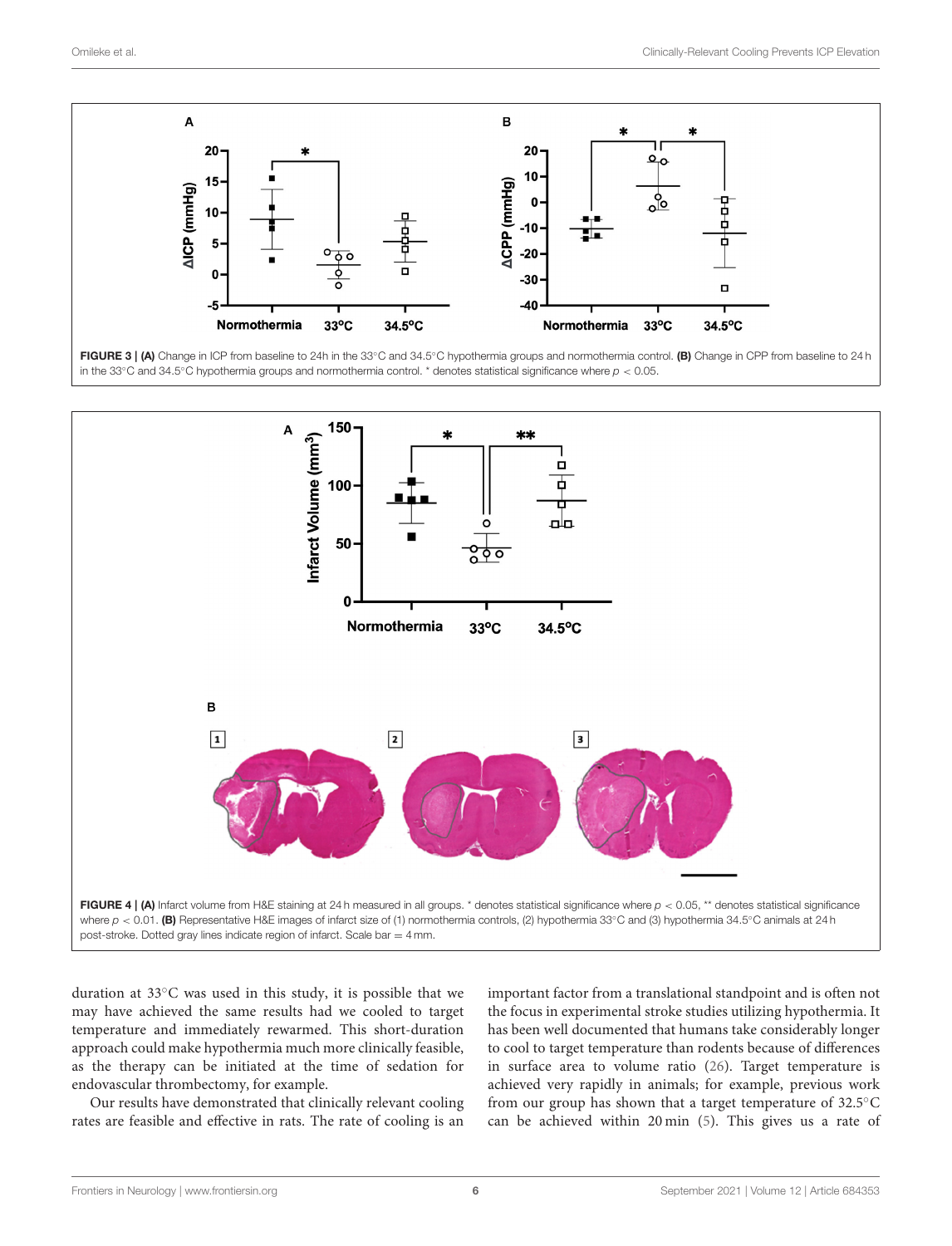FIGURE 3 | **(A)** Change in ICP from baseline to 24h in the 33°C and 34.5°C hypothermia groups and normothermia control. **(B)** Change in CPP from baseline to 24 h in the 33°C and 34.5°C hypothermia groups and normothermia control. * denotes statistical significance where $p < 0.05$.

FIGURE 4 | **(A)** Infarct volume from H&E staining at 24 h measured in all groups. * denotes statistical significance where $p < 0.05$, ** denotes statistical significance where $p < 0.01$. **(B)** Representative H&E images of infarct size of (1) normothermia controls, (2) hypothermia 33°C and (3) hypothermia 34.5°C animals at 24 h post-stroke. Dotted gray lines indicate region of infarct. Scale bar = 4 mm.

duration at 33°C was used in this study, it is possible that we may have achieved the same results had we cooled to target temperature and immediately rewarmed. This short-duration approach could make hypothermia much more clinically feasible, as the therapy can be initiated at the time of sedation for endovascular thrombectomy, for example.

Our results have demonstrated that clinically relevant cooling rates are feasible and effective in rats. The rate of cooling is an important factor from a translational standpoint and is often not the focus in experimental stroke studies utilizing hypothermia. It has been well documented that humans take considerably longer to cool to target temperature than rodents because of differences in surface area to volume ratio (26). Target temperature is achieved very rapidly in animals; for example, previous work from our group has shown that a target temperature of 32.5°C can be achieved within 20 min (5). This gives us a rate of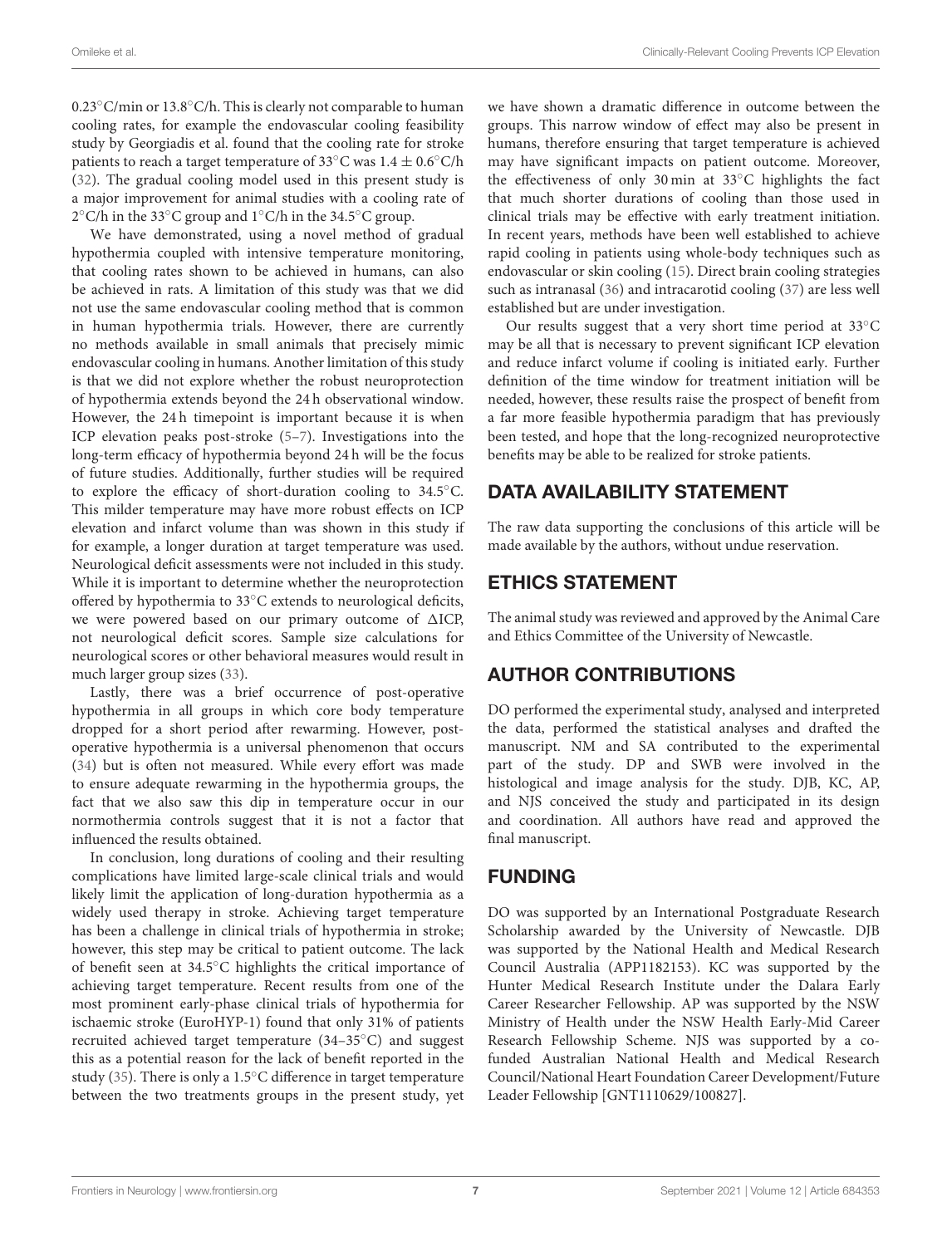0.23°C/min or 13.8°C/h. This is clearly not comparable to human cooling rates, for example the endovascular cooling feasibility study by Georgiadis et al. found that the cooling rate for stroke patients to reach a target temperature of 33°C was $1.4 \pm 0.6$°C/h (32). The gradual cooling model used in this present study is a major improvement for animal studies with a cooling rate of 2°C/h in the 33°C group and 1°C/h in the 34.5°C group.

We have demonstrated, using a novel method of gradual hypothermia coupled with intensive temperature monitoring, that cooling rates shown to be achieved in humans, can also be achieved in rats. A limitation of this study was that we did not use the same endovascular cooling method that is common in human hypothermia trials. However, there are currently no methods available in small animals that precisely mimic endovascular cooling in humans. Another limitation of this study is that we did not explore whether the robust neuroprotection of hypothermia extends beyond the 24 h observational window. However, the 24 h timepoint is important because it is when ICP elevation peaks post-stroke (5–7). Investigations into the long-term efficacy of hypothermia beyond 24 h will be the focus of future studies. Additionally, further studies will be required to explore the efficacy of short-duration cooling to 34.5°C. This milder temperature may have more robust effects on ICP elevation and infarct volume than was shown in this study if for example, a longer duration at target temperature was used. Neurological deficit assessments were not included in this study. While it is important to determine whether the neuroprotection offered by hypothermia to 33°C extends to neurological deficits, we were powered based on our primary outcome of $\Delta$ICP, not neurological deficit scores. Sample size calculations for neurological scores or other behavioral measures would result in much larger group sizes (33).

Lastly, there was a brief occurrence of post-operative hypothermia in all groups in which core body temperature dropped for a short period after rewarming. However, post-operative hypothermia is a universal phenomenon that occurs (34) but is often not measured. While every effort was made to ensure adequate rewarming in the hypothermia groups, the fact that we also saw this dip in temperature occur in our normothermia controls suggest that it is not a factor that influenced the results obtained.

In conclusion, long durations of cooling and their resulting complications have limited large-scale clinical trials and would likely limit the application of long-duration hypothermia as a widely used therapy in stroke. Achieving target temperature has been a challenge in clinical trials of hypothermia in stroke; however, this step may be critical to patient outcome. The lack of benefit seen at 34.5°C highlights the critical importance of achieving target temperature. Recent results from one of the most prominent early-phase clinical trials of hypothermia for ischaemic stroke (EuroHYP-1) found that only 31% of patients recruited achieved target temperature (34–35°C) and suggest this as a potential reason for the lack of benefit reported in the study (35). There is only a 1.5°C difference in target temperature between the two treatments groups in the present study, yet we have shown a dramatic difference in outcome between the groups. This narrow window of effect may also be present in humans, therefore ensuring that target temperature is achieved may have significant impacts on patient outcome. Moreover, the effectiveness of only 30 min at 33°C highlights the fact that much shorter durations of cooling than those used in clinical trials may be effective with early treatment initiation. In recent years, methods have been well established to achieve rapid cooling in patients using whole-body techniques such as endovascular or skin cooling (15). Direct brain cooling strategies such as intranasal (36) and intracarotid cooling (37) are less well established but are under investigation.

Our results suggest that a very short time period at 33°C may be all that is necessary to prevent significant ICP elevation and reduce infarct volume if cooling is initiated early. Further definition of the time window for treatment initiation will be needed, however, these results raise the prospect of benefit from a far more feasible hypothermia paradigm that has previously been tested, and hope that the long-recognized neuroprotective benefits may be able to be realized for stroke patients.

## DATA AVAILABILITY STATEMENT

The raw data supporting the conclusions of this article will be made available by the authors, without undue reservation.

## ETHICS STATEMENT

The animal study was reviewed and approved by the Animal Care and Ethics Committee of the University of Newcastle.

## AUTHOR CONTRIBUTIONS

DO performed the experimental study, analysed and interpreted the data, performed the statistical analyses and drafted the manuscript. NM and SA contributed to the experimental part of the study. DP and SWB were involved in the histological and image analysis for the study. DJB, KC, AP, and NJS conceived the study and participated in its design and coordination. All authors have read and approved the final manuscript.

## FUNDING

DO was supported by an International Postgraduate Research Scholarship awarded by the University of Newcastle. DJB was supported by the National Health and Medical Research Council Australia (APP1182153). KC was supported by the Hunter Medical Research Institute under the Dalara Early Career Researcher Fellowship. AP was supported by the NSW Ministry of Health under the NSW Health Early-Mid Career Research Fellowship Scheme. NJS was supported by a co-funded Australian National Health and Medical Research Council/National Heart Foundation Career Development/Future Leader Fellowship [GNT1110629/100827].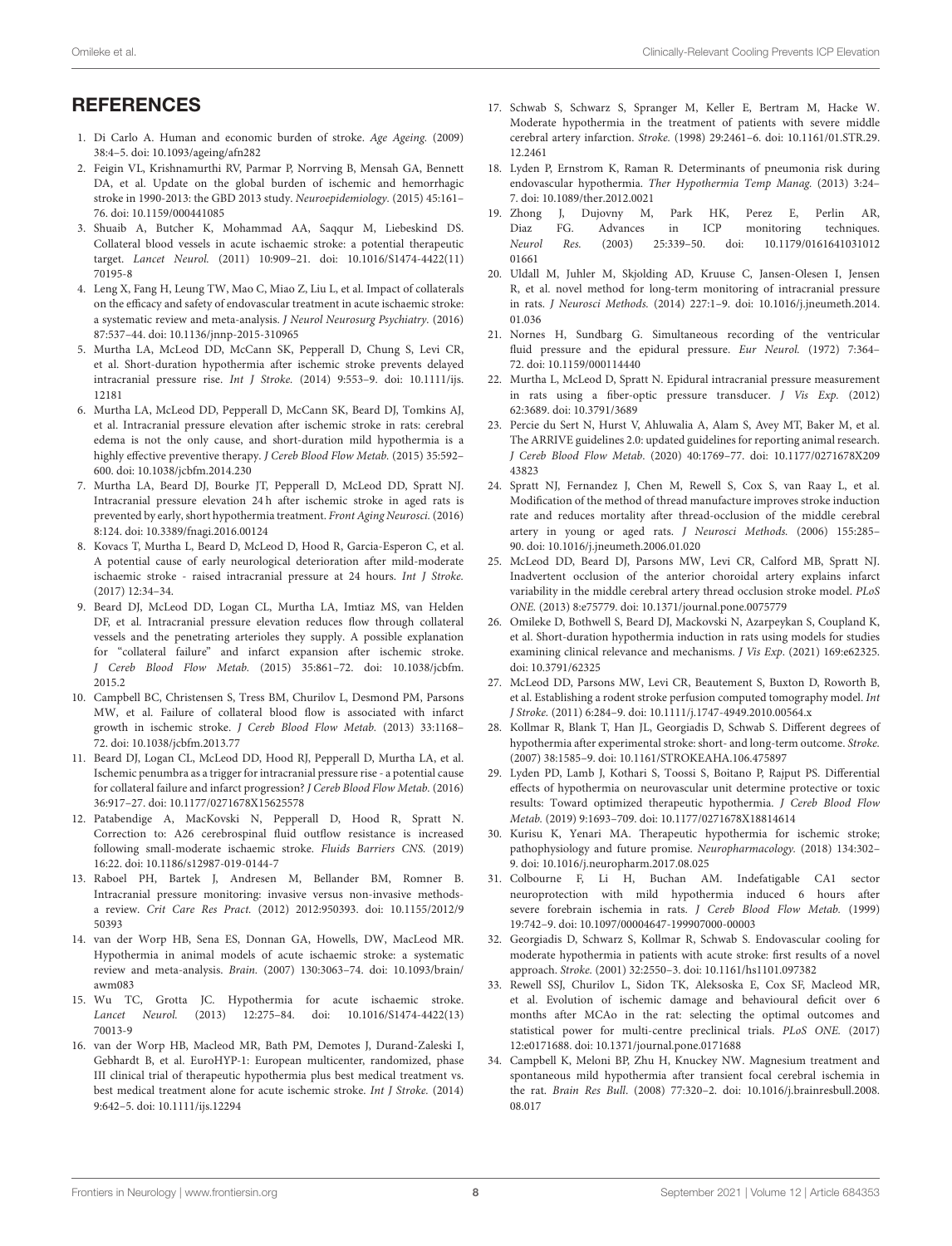## REFERENCES

1. Di Carlo A. Human and economic burden of stroke. *Age Ageing.* (2009) 38:4–5. doi: 10.1093/ageing/afn282
2. Feigin VL, Krishnamurthi RV, Parmar P, Norrving B, Mensah GA, Bennett DA, et al. Update on the global burden of ischemic and hemorrhagic stroke in 1990-2013: the GBD 2013 study. *Neuroepidemiology.* (2015) 45:161–76. doi: 10.1159/000441085
3. Shuaib A, Butcher K, Mohammad AA, Saqqur M, Liebeskind DS. Collateral blood vessels in acute ischaemic stroke: a potential therapeutic target. *Lancet Neurol.* (2011) 10:909–21. doi: 10.1016/S1474-4422(11)70195-8
4. Leng X, Fang H, Leung TW, Mao C, Miao Z, Liu L, et al. Impact of collaterals on the efficacy and safety of endovascular treatment in acute ischaemic stroke: a systematic review and meta-analysis. *J Neurol Neurosurg Psychiatry.* (2016) 87:537–44. doi: 10.1136/jnnp-2015-310965
5. Murtha LA, McLeod DD, McCann SK, Pepperall D, Chung S, Levi CR, et al. Short-duration hypothermia after ischemic stroke prevents delayed intracranial pressure rise. *Int J Stroke.* (2014) 9:553–9. doi: 10.1111/ijs.12181
6. Murtha LA, McLeod DD, Pepperall D, McCann SK, Beard DJ, Tomkins AJ, et al. Intracranial pressure elevation after ischemic stroke in rats: cerebral edema is not the only cause, and short-duration mild hypothermia is a highly effective preventive therapy. *J Cereb Blood Flow Metab.* (2015) 35:592–600. doi: 10.1038/jcbfm.2014.230
7. Murtha LA, Beard DJ, Bourke JT, Pepperall D, McLeod DD, Spratt NJ. Intracranial pressure elevation 24 h after ischemic stroke in aged rats is prevented by early, short hypothermia treatment. *Front Aging Neurosci.* (2016) 8:124. doi: 10.3389/fnagi.2016.00124
8. Kovacs T, Murtha L, Beard D, McLeod D, Hood R, Garcia-Esperon C, et al. A potential cause of early neurological deterioration after mild-moderate ischaemic stroke - raised intracranial pressure at 24 hours. *Int J Stroke.* (2017) 12:34–34.
9. Beard DJ, McLeod DD, Logan CL, Murtha LA, Imtiaz MS, van Helden DF, et al. Intracranial pressure elevation reduces flow through collateral vessels and the penetrating arterioles they supply. A possible explanation for "collateral failure" and infarct expansion after ischemic stroke. *J Cereb Blood Flow Metab.* (2015) 35:861–72. doi: 10.1038/jcbfm.2015.2
10. Campbell BC, Christensen S, Tress BM, Churilov L, Desmond PM, Parsons MW, et al. Failure of collateral blood flow is associated with infarct growth in ischemic stroke. *J Cereb Blood Flow Metab.* (2013) 33:1168–72. doi: 10.1038/jcbfm.2013.77
11. Beard DJ, Logan CL, McLeod DD, Hood RJ, Pepperall D, Murtha LA, et al. Ischemic penumbra as a trigger for intracranial pressure rise - a potential cause for collateral failure and infarct progression? *J Cereb Blood Flow Metab.* (2016) 36:917–27. doi: 10.1177/0271678X15625578
12. Patabendige A, MacKovski N, Pepperall D, Hood R, Spratt N. Correction to: A26 cerebrospinal fluid outflow resistance is increased following small-moderate ischaemic stroke. *Fluids Barriers CNS.* (2019) 16:22. doi: 10.1186/s12987-019-0144-7
13. Raboel PH, Bartek J, Andresen M, Bellander BM, Romner B. Intracranial pressure monitoring: invasive versus non-invasive methods-a review. *Crit Care Res Pract.* (2012) 2012:950393. doi: 10.1155/2012/950393
14. van der Worp HB, Sena ES, Donnan GA, Howells, DW, MacLeod MR. Hypothermia in animal models of acute ischaemic stroke: a systematic review and meta-analysis. *Brain.* (2007) 130:3063–74. doi: 10.1093/brain/awm083
15. Wu TC, Grotta JC. Hypothermia for acute ischaemic stroke. *Lancet Neurol.* (2013) 12:275–84. doi: 10.1016/S1474-4422(13)70013-9
16. van der Worp HB, Macleod MR, Bath PM, Demotes J, Durand-Zaleski I, Gebhardt B, et al. EuroHYP-1: European multicenter, randomized, phase III clinical trial of therapeutic hypothermia plus best medical treatment vs. best medical treatment alone for acute ischemic stroke. *Int J Stroke.* (2014) 9:642–5. doi: 10.1111/ijs.12294
17. Schwab S, Schwarz S, Spranger M, Keller E, Bertram M, Hacke W. Moderate hypothermia in the treatment of patients with severe middle cerebral artery infarction. *Stroke.* (1998) 29:2461–6. doi: 10.1161/01.STR.29.12.2461
18. Lyden P, Ernstrom K, Raman R. Determinants of pneumonia risk during endovascular hypothermia. *Ther Hypothermia Temp Manag.* (2013) 3:24–7. doi: 10.1089/ther.2012.0021
19. Zhong J, Dujovny M, Park HK, Perez E, Perlin AR, Diaz FG. Advances in ICP monitoring techniques. *Neurol Res.* (2003) 25:339–50. doi: 10.1179/016164103101201661
20. Uldall M, Juhler M, Skjolding AD, Kruuse C, Jansen-Olesen I, Jensen R, et al. novel method for long-term monitoring of intracranial pressure in rats. *J Neurosci Methods.* (2014) 227:1–9. doi: 10.1016/j.jneumeth.2014.01.036
21. Nornes H, Sundbarg G. Simultaneous recording of the ventricular fluid pressure and the epidural pressure. *Eur Neurol.* (1972) 7:364–72. doi: 10.1159/000114440
22. Murtha L, McLeod D, Spratt N. Epidural intracranial pressure measurement in rats using a fiber-optic pressure transducer. *J Vis Exp.* (2012) 62:3689. doi: 10.3791/3689
23. Percie du Sert N, Hurst V, Ahluwalia A, Alam S, Avey MT, Baker M, et al. The ARRIVE guidelines 2.0: updated guidelines for reporting animal research. *J Cereb Blood Flow Metab.* (2020) 40:1769–77. doi: 10.1177/0271678X20943823
24. Spratt NJ, Fernandez J, Chen M, Rewell S, Cox S, van Raay L, et al. Modification of the method of thread manufacture improves stroke induction rate and reduces mortality after thread-occlusion of the middle cerebral artery in young or aged rats. *J Neurosci Methods.* (2006) 155:285–90. doi: 10.1016/j.jneumeth.2006.01.020
25. McLeod DD, Beard DJ, Parsons MW, Levi CR, Calford MB, Spratt NJ. Inadvertent occlusion of the anterior choroidal artery explains infarct variability in the middle cerebral artery thread occlusion stroke model. *PLoS ONE.* (2013) 8:e75779. doi: 10.1371/journal.pone.0075779
26. Omileke D, Bothwell S, Beard DJ, Mackovski N, Azarpeykan S, Coupland K, et al. Short-duration hypothermia induction in rats using models for studies examining clinical relevance and mechanisms. *J Vis Exp.* (2021) 169:e62325. doi: 10.3791/62325
27. McLeod DD, Parsons MW, Levi CR, Beautement S, Buxton D, Roworth B, et al. Establishing a rodent stroke perfusion computed tomography model. *Int J Stroke.* (2011) 6:284–9. doi: 10.1111/j.1747-4949.2010.00564.x
28. Kollmar R, Blank T, Han JL, Georgiadis D, Schwab S. Different degrees of hypothermia after experimental stroke: short- and long-term outcome. *Stroke.* (2007) 38:1585–9. doi: 10.1161/STROKEAHA.106.475897
29. Lyden PD, Lamb J, Kothari S, Toossi S, Boitano P, Rajput PS. Differential effects of hypothermia on neurovascular unit determine protective or toxic results: Toward optimized therapeutic hypothermia. *J Cereb Blood Flow Metab.* (2019) 9:1693–709. doi: 10.1177/0271678X18814614
30. Kurisu K, Yenari MA. Therapeutic hypothermia for ischemic stroke; pathophysiology and future promise. *Neuropharmacology.* (2018) 134:302–9. doi: 10.1016/j.neuropharm.2017.08.025
31. Colbourne F, Li H, Buchan AM. Indefatigable CA1 sector neuroprotection with mild hypothermia induced 6 hours after severe forebrain ischemia in rats. *J Cereb Blood Flow Metab.* (1999) 19:742–9. doi: 10.1097/00004647-199907000-00003
32. Georgiadis D, Schwarz S, Kollmar R, Schwab S. Endovascular cooling for moderate hypothermia in patients with acute stroke: first results of a novel approach. *Stroke.* (2001) 32:2550–3. doi: 10.1161/hs1101.097382
33. Rewell SSJ, Churilov L, Sidon TK, Aleksoska E, Cox SF, Macleod MR, et al. Evolution of ischemic damage and behavioural deficit over 6 months after MCAo in the rat: selecting the optimal outcomes and statistical power for multi-centre preclinical trials. *PLoS ONE.* (2017) 12:e0171688. doi: 10.1371/journal.pone.0171688
34. Campbell K, Meloni BP, Zhu H, Knuckey NW. Magnesium treatment and spontaneous mild hypothermia after transient focal cerebral ischemia in the rat. *Brain Res Bull.* (2008) 77:320–2. doi: 10.1016/j.brainresbull.2008.08.017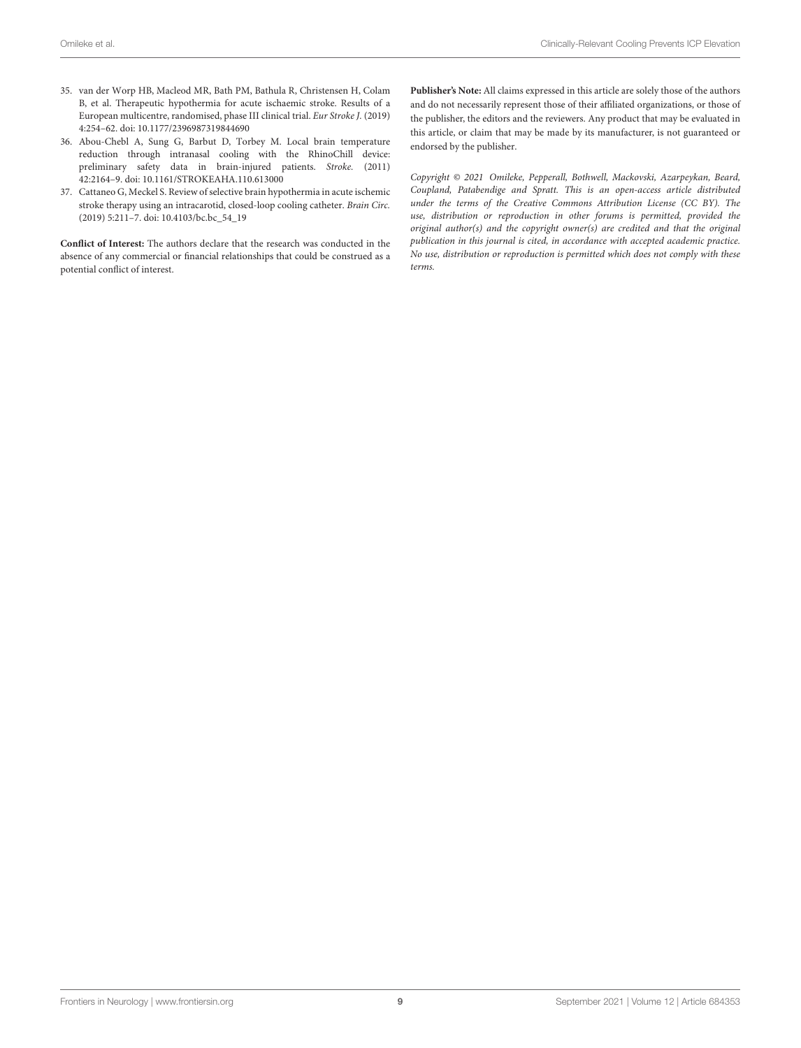35. van der Worp HB, Macleod MR, Bath PM, Bathula R, Christensen H, Colam B, et al. Therapeutic hypothermia for acute ischaemic stroke. Results of a European multicentre, randomised, phase III clinical trial. *Eur Stroke J.* (2019) 4:254–62. doi: 10.1177/2396987319844690
36. Abou-Chebl A, Sung G, Barbut D, Torbey M. Local brain temperature reduction through intranasal cooling with the RhinoChill device: preliminary safety data in brain-injured patients. *Stroke.* (2011) 42:2164–9. doi: 10.1161/STROKEAHA.110.613000
37. Cattaneo G, Meckel S. Review of selective brain hypothermia in acute ischemic stroke therapy using an intracarotid, closed-loop cooling catheter. *Brain Circ.* (2019) 5:211–7. doi: 10.4103/bc.bc_54_19

**Conflict of Interest:** The authors declare that the research was conducted in the absence of any commercial or financial relationships that could be construed as a potential conflict of interest.

**Publisher's Note:** All claims expressed in this article are solely those of the authors and do not necessarily represent those of their affiliated organizations, or those of the publisher, the editors and the reviewers. Any product that may be evaluated in this article, or claim that may be made by its manufacturer, is not guaranteed or endorsed by the publisher.

*Copyright © 2021 Omileke, Pepperall, Bothwell, Mackovski, Azarpeykan, Beard, Coupland, Patabendige and Spratt. This is an open-access article distributed under the terms of the Creative Commons Attribution License (CC BY). The use, distribution or reproduction in other forums is permitted, provided the original author(s) and the copyright owner(s) are credited and that the original publication in this journal is cited, in accordance with accepted academic practice. No use, distribution or reproduction is permitted which does not comply with these terms.*